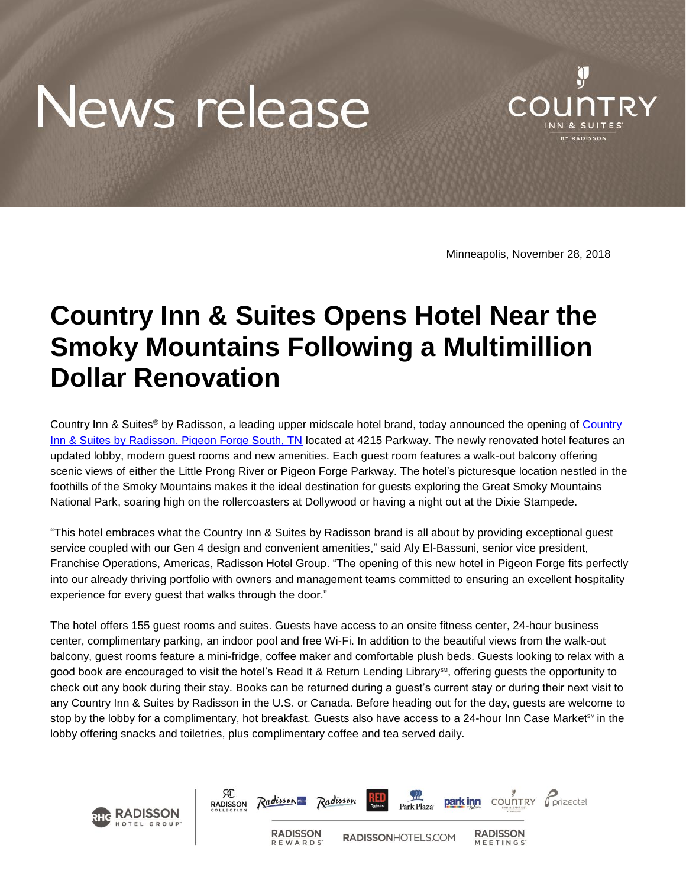# News release

Minneapolis, November 28, 2018

# Country Inn & Suites Opens Hotel Near the Smoky Mountains Following a Multimillion Dollar Renovation

Country Inn & Suites® by Radisson, a leading upper midscale hotel brand, today announced the opening of [Country Inn & Suites by Radisson, Pigeon Forge South, TN](#) located at 4215 Parkway. The newly renovated hotel features an updated lobby, modern guest rooms and new amenities. Each guest room features a walk-out balcony offering scenic views of either the Little Prong River or Pigeon Forge Parkway. The hotel's picturesque location nestled in the foothills of the Smoky Mountains makes it the ideal destination for guests exploring the Great Smoky Mountains National Park, soaring high on the rollercoasters at Dollywood or having a night out at the Dixie Stampede.

"This hotel embraces what the Country Inn & Suites by Radisson brand is all about by providing exceptional guest service coupled with our Gen 4 design and convenient amenities," said Aly El-Bassuni, senior vice president, Franchise Operations, Americas, Radisson Hotel Group. "The opening of this new hotel in Pigeon Forge fits perfectly into our already thriving portfolio with owners and management teams committed to ensuring an excellent hospitality experience for every guest that walks through the door."

The hotel offers 155 guest rooms and suites. Guests have access to an onsite fitness center, 24-hour business center, complimentary parking, an indoor pool and free Wi-Fi. In addition to the beautiful views from the walk-out balcony, guest rooms feature a mini-fridge, coffee maker and comfortable plush beds. Guests looking to relax with a good book are encouraged to visit the hotel's Read It & Return Lending Library℠, offering guests the opportunity to check out any book during their stay. Books can be returned during a guest's current stay or during their next visit to any Country Inn & Suites by Radisson in the U.S. or Canada. Before heading out for the day, guests are welcome to stop by the lobby for a complimentary, hot breakfast. Guests also have access to a 24-hour Inn Case Market℠ in the lobby offering snacks and toiletries, plus complimentary coffee and tea served daily.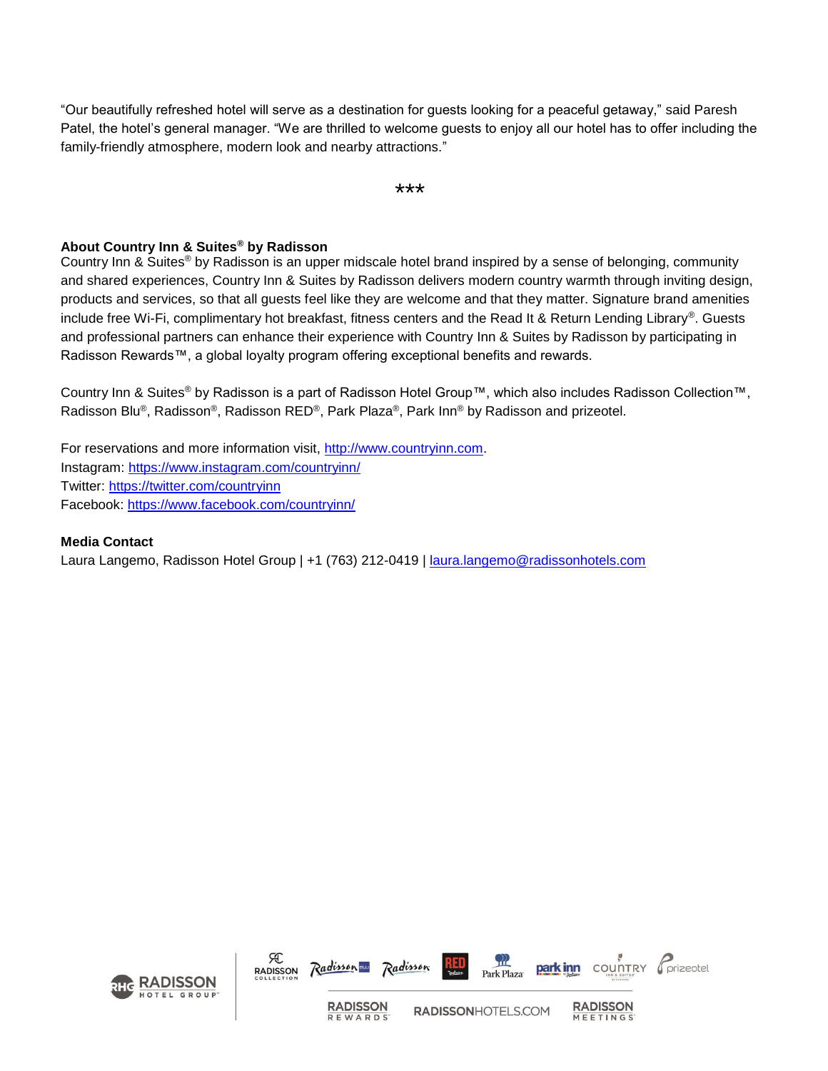"Our beautifully refreshed hotel will serve as a destination for guests looking for a peaceful getaway," said Paresh Patel, the hotel's general manager. "We are thrilled to welcome guests to enjoy all our hotel has to offer including the family-friendly atmosphere, modern look and nearby attractions."

***

**About Country Inn & Suites® by Radisson**
Country Inn & Suites® by Radisson is an upper midscale hotel brand inspired by a sense of belonging, community and shared experiences, Country Inn & Suites by Radisson delivers modern country warmth through inviting design, products and services, so that all guests feel like they are welcome and that they matter. Signature brand amenities include free Wi-Fi, complimentary hot breakfast, fitness centers and the Read It & Return Lending Library®. Guests and professional partners can enhance their experience with Country Inn & Suites by Radisson by participating in Radisson Rewards™, a global loyalty program offering exceptional benefits and rewards.

Country Inn & Suites® by Radisson is a part of Radisson Hotel Group™, which also includes Radisson Collection™, Radisson Blu®, Radisson®, Radisson RED®, Park Plaza®, Park Inn® by Radisson and prizeotel.

For reservations and more information visit, http://www.countryinn.com.
Instagram: https://www.instagram.com/countryinn/
Twitter: https://twitter.com/countryinn
Facebook: https://www.facebook.com/countryinn/

**Media Contact**
Laura Langemo, Radisson Hotel Group | +1 (763) 212-0419 | laura.langemo@radissonhotels.com